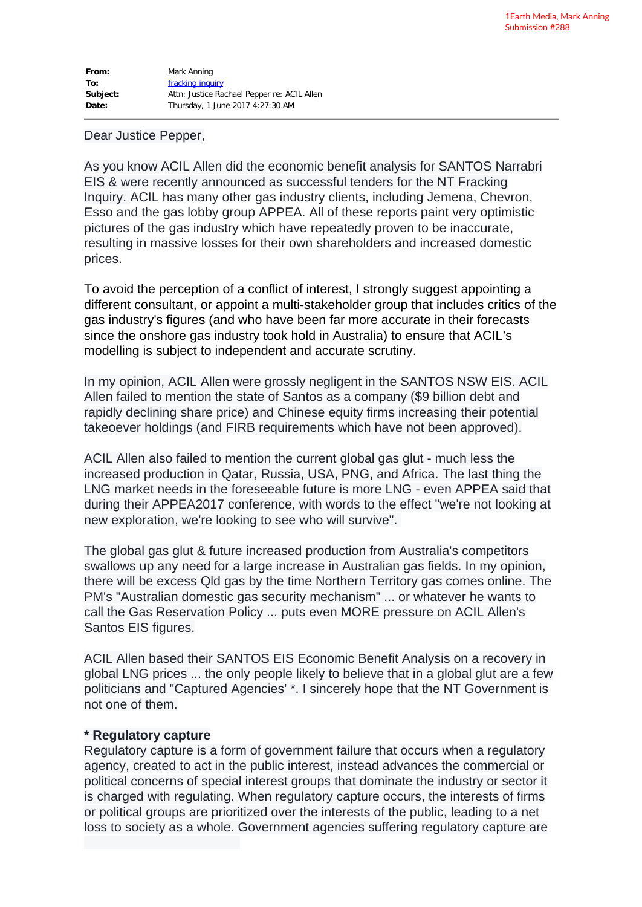1Earth Media, Mark Anning
Submission #288

**From:** Mark Anning
**To:** fracking inquiry
**Subject:** Attn: Justice Rachael Pepper re: ACIL Allen
**Date:** Thursday, 1 June 2017 4:27:30 AM

---

Dear Justice Pepper,

As you know ACIL Allen did the economic benefit analysis for SANTOS Narrabri EIS & were recently announced as successful tenders for the NT Fracking Inquiry. ACIL has many other gas industry clients, including Jemena, Chevron, Esso and the gas lobby group APPEA. All of these reports paint very optimistic pictures of the gas industry which have repeatedly proven to be inaccurate, resulting in massive losses for their own shareholders and increased domestic prices.

To avoid the perception of a conflict of interest, I strongly suggest appointing a different consultant, or appoint a multi-stakeholder group that includes critics of the gas industry's figures (and who have been far more accurate in their forecasts since the onshore gas industry took hold in Australia) to ensure that ACIL's modelling is subject to independent and accurate scrutiny.

In my opinion, ACIL Allen were grossly negligent in the SANTOS NSW EIS. ACIL Allen failed to mention the state of Santos as a company ($9 billion debt and rapidly declining share price) and Chinese equity firms increasing their potential takeoever holdings (and FIRB requirements which have not been approved).

ACIL Allen also failed to mention the current global gas glut - much less the increased production in Qatar, Russia, USA, PNG, and Africa. The last thing the LNG market needs in the foreseeable future is more LNG - even APPEA said that during their APPEA2017 conference, with words to the effect "we're not looking at new exploration, we're looking to see who will survive".

The global gas glut & future increased production from Australia's competitors swallows up any need for a large increase in Australian gas fields. In my opinion, there will be excess Qld gas by the time Northern Territory gas comes online. The PM's "Australian domestic gas security mechanism" ... or whatever he wants to call the Gas Reservation Policy ... puts even MORE pressure on ACIL Allen's Santos EIS figures.

ACIL Allen based their SANTOS EIS Economic Benefit Analysis on a recovery in global LNG prices ... the only people likely to believe that in a global glut are a few politicians and "Captured Agencies' *. I sincerely hope that the NT Government is not one of them.

**\* Regulatory capture**
Regulatory capture is a form of government failure that occurs when a regulatory agency, created to act in the public interest, instead advances the commercial or political concerns of special interest groups that dominate the industry or sector it is charged with regulating. When regulatory capture occurs, the interests of firms or political groups are prioritized over the interests of the public, leading to a net loss to society as a whole. Government agencies suffering regulatory capture are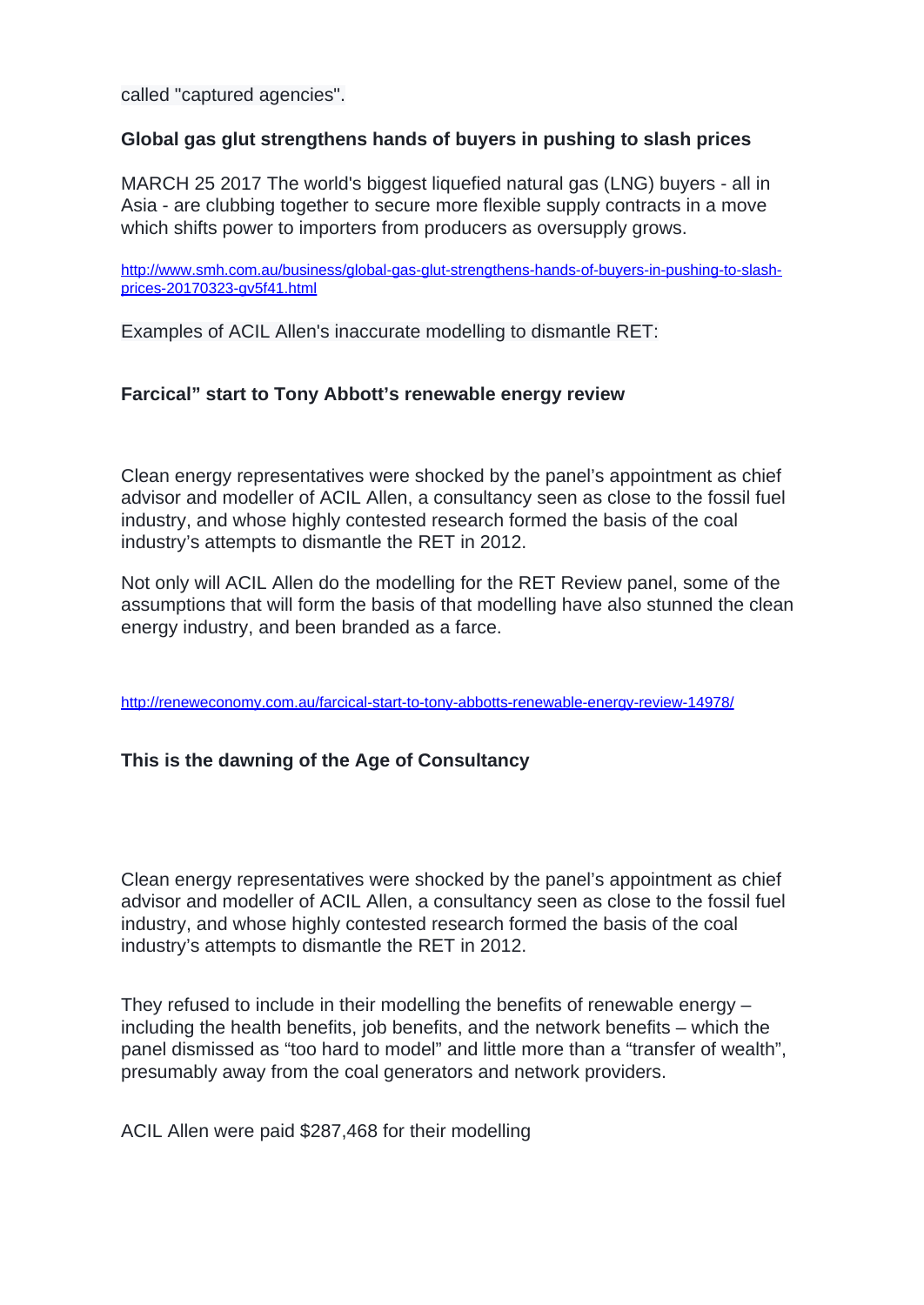called "captured agencies".

**Global gas glut strengthens hands of buyers in pushing to slash prices**

MARCH 25 2017 The world's biggest liquefied natural gas (LNG) buyers - all in Asia - are clubbing together to secure more flexible supply contracts in a move which shifts power to importers from producers as oversupply grows.

http://www.smh.com.au/business/global-gas-glut-strengthens-hands-of-buyers-in-pushing-to-slash-prices-20170323-gv5f41.html

Examples of ACIL Allen's inaccurate modelling to dismantle RET:

**Farcical" start to Tony Abbott's renewable energy review**

Clean energy representatives were shocked by the panel's appointment as chief advisor and modeller of ACIL Allen, a consultancy seen as close to the fossil fuel industry, and whose highly contested research formed the basis of the coal industry's attempts to dismantle the RET in 2012.

Not only will ACIL Allen do the modelling for the RET Review panel, some of the assumptions that will form the basis of that modelling have also stunned the clean energy industry, and been branded as a farce.

http://reneweconomy.com.au/farcical-start-to-tony-abbotts-renewable-energy-review-14978/

**This is the dawning of the Age of Consultancy**

Clean energy representatives were shocked by the panel's appointment as chief advisor and modeller of ACIL Allen, a consultancy seen as close to the fossil fuel industry, and whose highly contested research formed the basis of the coal industry's attempts to dismantle the RET in 2012.

They refused to include in their modelling the benefits of renewable energy – including the health benefits, job benefits, and the network benefits – which the panel dismissed as "too hard to model" and little more than a "transfer of wealth", presumably away from the coal generators and network providers.

ACIL Allen were paid $287,468 for their modelling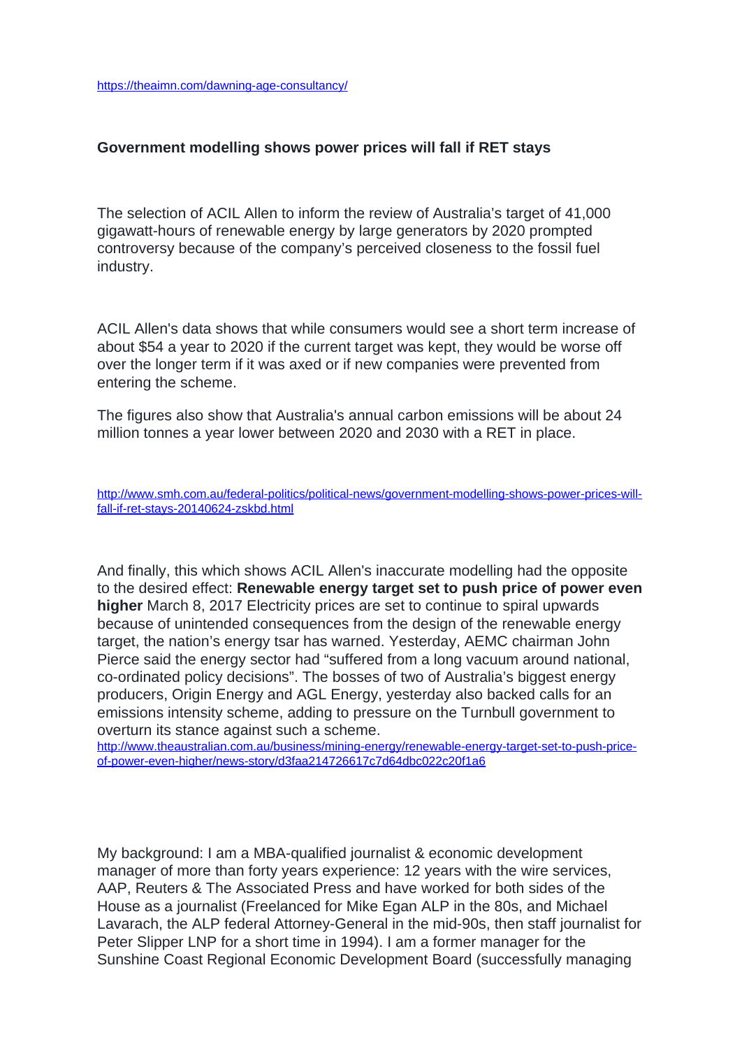https://theaimn.com/dawning-age-consultancy/

**Government modelling shows power prices will fall if RET stays**

The selection of ACIL Allen to inform the review of Australia's target of 41,000 gigawatt-hours of renewable energy by large generators by 2020 prompted controversy because of the company's perceived closeness to the fossil fuel industry.

ACIL Allen's data shows that while consumers would see a short term increase of about $54 a year to 2020 if the current target was kept, they would be worse off over the longer term if it was axed or if new companies were prevented from entering the scheme.

The figures also show that Australia's annual carbon emissions will be about 24 million tonnes a year lower between 2020 and 2030 with a RET in place.

http://www.smh.com.au/federal-politics/political-news/government-modelling-shows-power-prices-will-fall-if-ret-stays-20140624-zskbd.html

And finally, this which shows ACIL Allen's inaccurate modelling had the opposite to the desired effect: **Renewable energy target set to push price of power even higher** March 8, 2017 Electricity prices are set to continue to spiral upwards because of unintended consequences from the design of the renewable energy target, the nation's energy tsar has warned. Yesterday, AEMC chairman John Pierce said the energy sector had "suffered from a long vacuum around national, co-ordinated policy decisions". The bosses of two of Australia's biggest energy producers, Origin Energy and AGL Energy, yesterday also backed calls for an emissions intensity scheme, adding to pressure on the Turnbull government to overturn its stance against such a scheme.
http://www.theaustralian.com.au/business/mining-energy/renewable-energy-target-set-to-push-price-of-power-even-higher/news-story/d3faa214726617c7d64dbc022c20f1a6

My background: I am a MBA-qualified journalist & economic development manager of more than forty years experience: 12 years with the wire services, AAP, Reuters & The Associated Press and have worked for both sides of the House as a journalist (Freelanced for Mike Egan ALP in the 80s, and Michael Lavarach, the ALP federal Attorney-General in the mid-90s, then staff journalist for Peter Slipper LNP for a short time in 1994). I am a former manager for the Sunshine Coast Regional Economic Development Board (successfully managing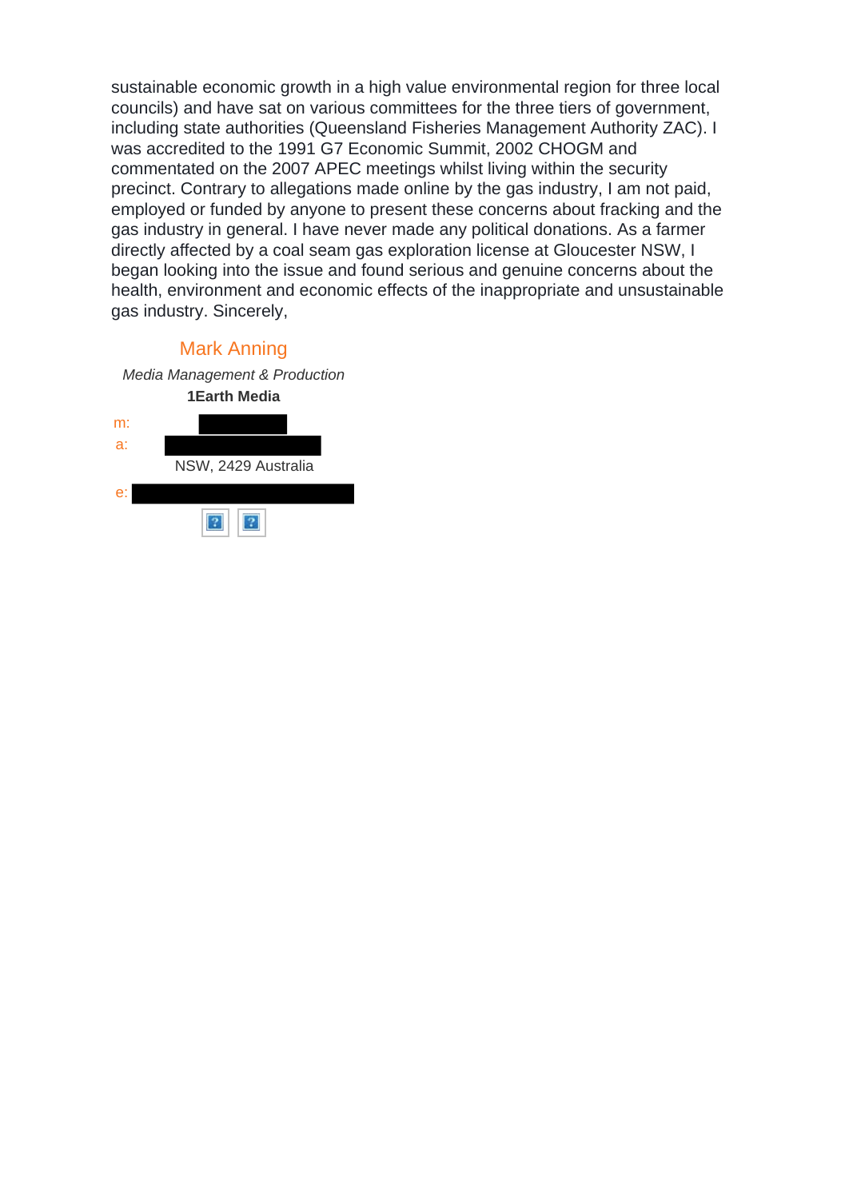sustainable economic growth in a high value environmental region for three local councils) and have sat on various committees for the three tiers of government, including state authorities (Queensland Fisheries Management Authority ZAC). I was accredited to the 1991 G7 Economic Summit, 2002 CHOGM and commentated on the 2007 APEC meetings whilst living within the security precinct. Contrary to allegations made online by the gas industry, I am not paid, employed or funded by anyone to present these concerns about fracking and the gas industry in general. I have never made any political donations. As a farmer directly affected by a coal seam gas exploration license at Gloucester NSW, I began looking into the issue and found serious and genuine concerns about the health, environment and economic effects of the inappropriate and unsustainable gas industry. Sincerely,

Mark Anning

*Media Management & Production*

**1Earth Media**

m:

a:

NSW, 2429 Australia

e: